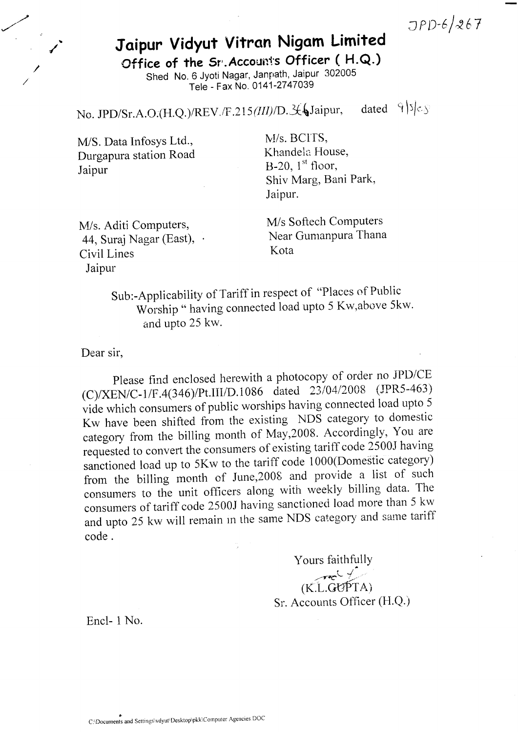JPD-6/267

# Jaipur Vidyut Vitran Nigam Limited

**Office of the Sr. Accounts Officer ( H.Q.)**

Shed No. 6 Jyoti Nagar, Janpath, Jaipur 302005
Tele - Fax No. 0141-2747039

No. JPD/Sr.A.O.(H.Q.)/REV./F.215*(III)*/D.36 Jaipur, dated 9/5/08

M/S. Data Infosys Ltd.,
Durgapura station Road
Jaipur

M/s. BCITS,
Khandela House,
B-20, 1st floor,
Shiv Marg, Bani Park,
Jaipur.

M/s. Aditi Computers,
44, Suraj Nagar (East),
Civil Lines
Jaipur

M/s Softech Computers
Near Gumanpura Thana
Kota

Sub:-Applicability of Tariff in respect of "Places of Public Worship " having connected load upto 5 Kw,above 5kw. and upto 25 kw.

Dear sir,

Please find enclosed herewith a photocopy of order no JPD/CE (C)/XEN/C-1/F.4(346)/Pt.III/D.1086 dated 23/04/2008 (JPR5-463) vide which consumers of public worships having connected load upto 5 Kw have been shifted from the existing NDS category to domestic category from the billing month of May,2008. Accordingly, You are requested to convert the consumers of existing tariff code 2500J having sanctioned load up to 5Kw to the tariff code 1000(Domestic category) from the billing month of June,2008 and provide a list of such consumers to the unit officers along with weekly billing data. The consumers of tariff code 2500J having sanctioned load more than 5 kw and upto 25 kw will remain in the same NDS category and same tariff code .

Yours faithfully

(K.L.GUPTA)
Sr. Accounts Officer (H.Q.)

Encl- 1 No.

C:\Documents and Settings\vdyut\Desktop\pkk\Computer Agencies DOC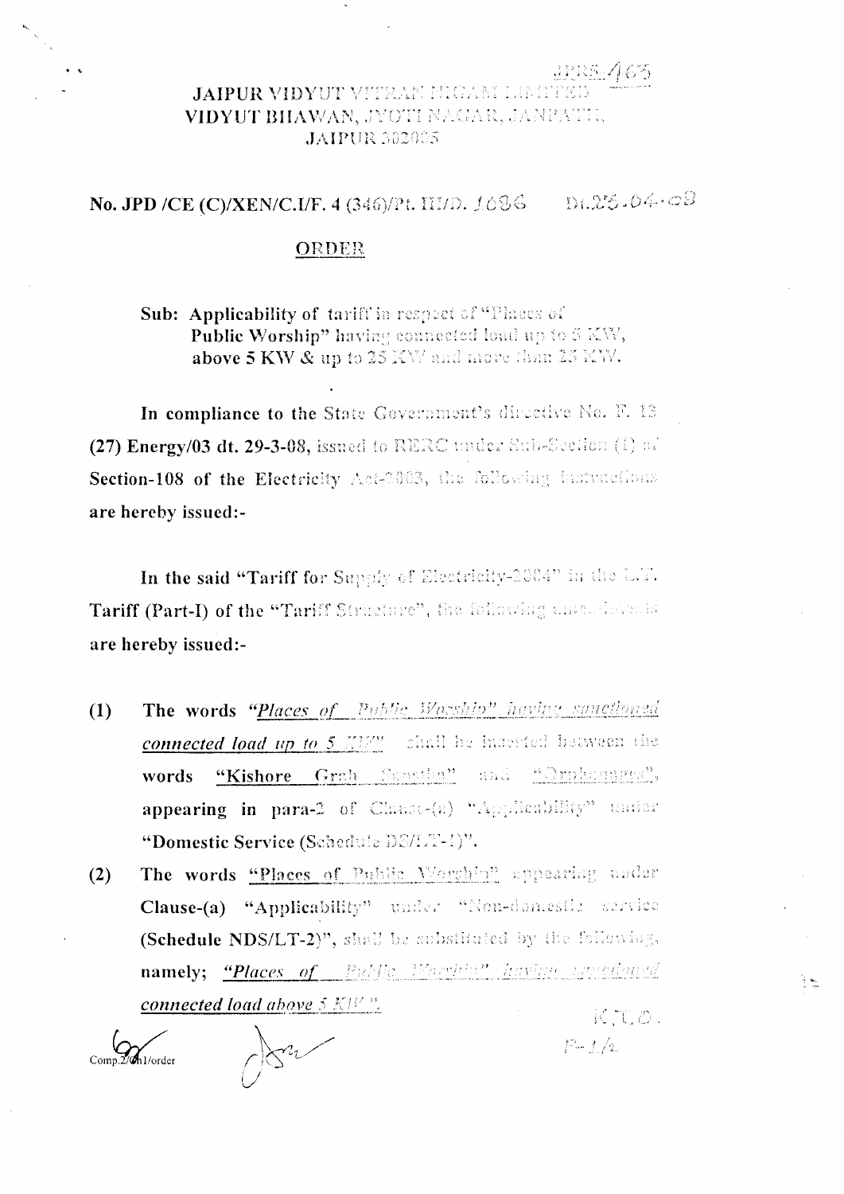JPRS-465

# JAIPUR VIDYUT VITRAN NIGAM LIMITED
## VIDYUT BHAWAN, JYOTI NAGAR, JANPATH, JAIPUR 302005

**No. JPD /CE (C)/XEN/C.I/F. 4 (346)/Pt. III/D. 1686** Dt.25.04.08

## ORDER

**Sub: Applicability of tariff in respect of "Places of Public Worship" having connected load up to 5 KW, above 5 KW & up to 25 KW and more than 25 KW.**

**In compliance to the State Government's directive No. F. 13 (27) Energy/03 dt. 29-3-08, issued to RERC under Sub-Section (1) of Section-108 of the Electricity Act-2003, the following instructions are hereby issued:-**

**In the said "Tariff for Supply of Electricity-2004" in the L.T. Tariff (Part-I) of the "Tariff Structure", the following amendments are hereby issued:-**

**(1)** **The words** ***"Places of Public Worship" having sanctioned connected load up to 5 KW"*** **shall be inserted between the words "Kishore Grah Sansthan" and "Orphanages", appearing in para-2 of Clause-(a) "Applicability" under "Domestic Service (Schedule DS/LT-1)".**

**(2)** **The words "Places of Public Worship" appearing under Clause-(a) "Applicability" under "Non-domestic service (Schedule NDS/LT-2)", shall be substituted by the following, namely;** ***"Places of Public Worship" having sanctioned connected load above 5 KW".***

K.T.O.
P-1/A

Comp.2/Ch1/order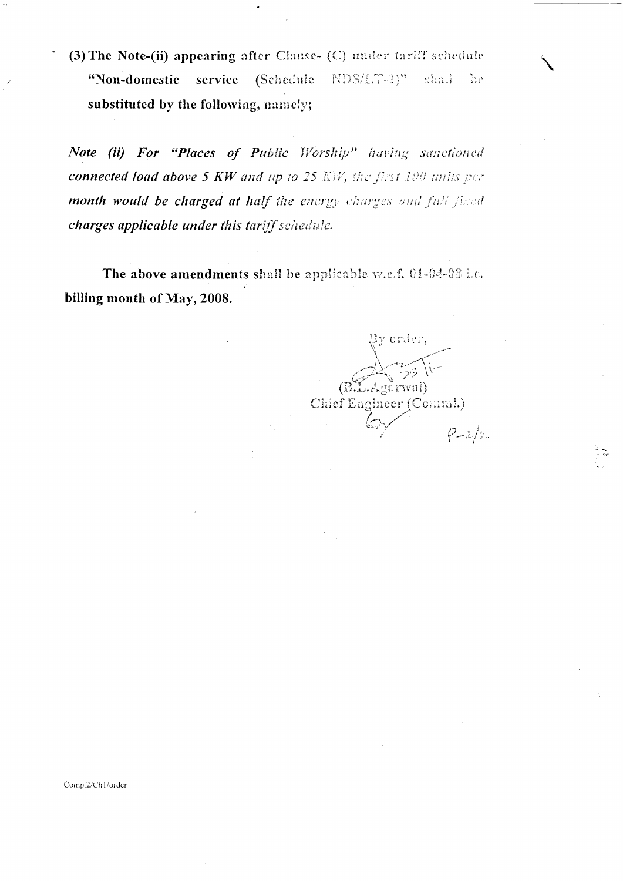**(3) The Note-(ii) appearing after Clause- (C) under tariff schedule "Non-domestic service (Schedule NDS/LT-2)" shall be substituted by the following, namely;**

***Note (ii) For "Places of Public Worship" having sanctioned connected load above 5 KW and up to 25 KW, the first 100 units per month would be charged at half the energy charges and full fixed charges applicable under this tariff schedule.***

**The above amendments shall be applicable w.e.f. 01-04-08 i.e. billing month of May, 2008.**

By order,

(B.L.Agarwal)
Chief Engineer (Comml.)

Comp.2/Ch1/order